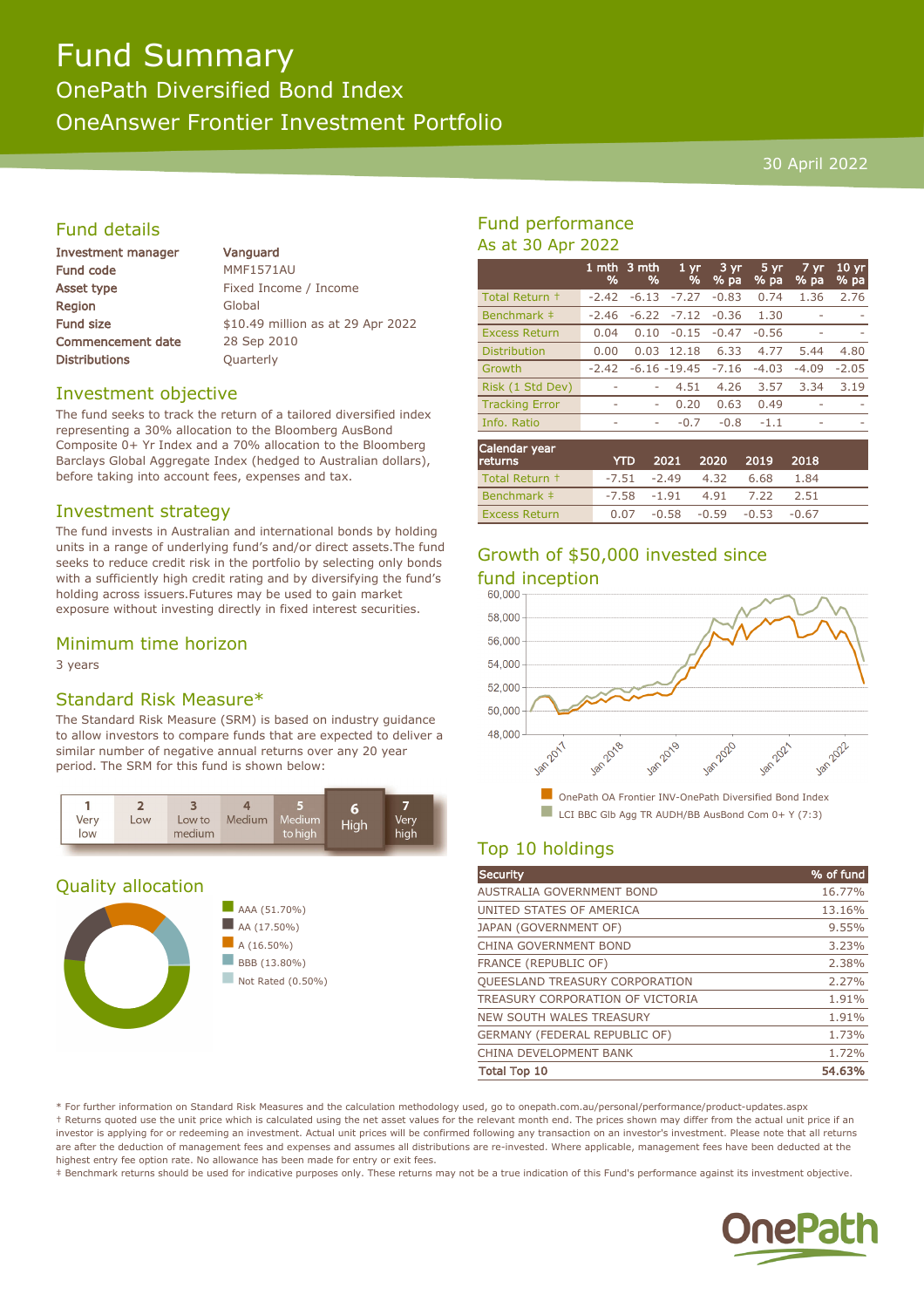# Fund Summary

## OnePath Diversified Bond Index

## OneAnswer Frontier Investment Portfolio

30 April 2022

## Fund details

| | |
|---|---|
| Investment manager | Vanguard |
| Fund code | MMF1571AU |
| Asset type | Fixed Income / Income |
| Region | Global |
| Fund size | $10.49 million as at 29 Apr 2022 |
| Commencement date | 28 Sep 2010 |
| Distributions | Quarterly |

## Investment objective

The fund seeks to track the return of a tailored diversified index representing a 30% allocation to the Bloomberg AusBond Composite 0+ Yr Index and a 70% allocation to the Bloomberg Barclays Global Aggregate Index (hedged to Australian dollars), before taking into account fees, expenses and tax.

## Investment strategy

The fund invests in Australian and international bonds by holding units in a range of underlying fund's and/or direct assets.The fund seeks to reduce credit risk in the portfolio by selecting only bonds with a sufficiently high credit rating and by diversifying the fund's holding across issuers.Futures may be used to gain market exposure without investing directly in fixed interest securities.

## Minimum time horizon

3 years

## Standard Risk Measure*

The Standard Risk Measure (SRM) is based on industry guidance to allow investors to compare funds that are expected to deliver a similar number of negative annual returns over any 20 year period. The SRM for this fund is shown below:

| 1 | 2 | 3 | 4 | 5 | **6** | 7 |
|---|---|---|---|---|---|---|
| Very low | Low | Low to medium | Medium | Medium to high | **High** | Very high |

## Quality allocation

- AAA (51.70%)
- AA (17.50%)
- A (16.50%)
- BBB (13.80%)
- Not Rated (0.50%)

## Fund performance

As at 30 Apr 2022

| | 1 mth % | 3 mth % | 1 yr % | 3 yr % pa | 5 yr % pa | 7 yr % pa | 10 yr % pa |
|---|---|---|---|---|---|---|---|
| Total Return † | -2.42 | -6.13 | -7.27 | -0.83 | 0.74 | 1.36 | 2.76 |
| Benchmark ‡ | -2.46 | -6.22 | -7.12 | -0.36 | 1.30 | - | - |
| Excess Return | 0.04 | 0.10 | -0.15 | -0.47 | -0.56 | - | - |
| Distribution | 0.00 | 0.03 | 12.18 | 6.33 | 4.77 | 5.44 | 4.80 |
| Growth | -2.42 | -6.16 | -19.45 | -7.16 | -4.03 | -4.09 | -2.05 |
| Risk (1 Std Dev) | - | - | 4.51 | 4.26 | 3.57 | 3.34 | 3.19 |
| Tracking Error | - | - | 0.20 | 0.63 | 0.49 | - | - |
| Info. Ratio | - | - | -0.7 | -0.8 | -1.1 | - | - |

| Calendar year returns | YTD | 2021 | 2020 | 2019 | 2018 |
|---|---|---|---|---|---|
| Total Return † | -7.51 | -2.49 | 4.32 | 6.68 | 1.84 |
| Benchmark ‡ | -7.58 | -1.91 | 4.91 | 7.22 | 2.51 |
| Excess Return | 0.07 | -0.58 | -0.59 | -0.53 | -0.67 |

## Growth of $50,000 invested since fund inception

- OnePath OA Frontier INV-OnePath Diversified Bond Index
- LCI BBC Glb Agg TR AUDH/BB AusBond Com 0+ Y (7:3)

## Top 10 holdings

| Security | % of fund |
|---|---|
| AUSTRALIA GOVERNMENT BOND | 16.77% |
| UNITED STATES OF AMERICA | 13.16% |
| JAPAN (GOVERNMENT OF) | 9.55% |
| CHINA GOVERNMENT BOND | 3.23% |
| FRANCE (REPUBLIC OF) | 2.38% |
| QUEENSLAND TREASURY CORPORATION | 2.27% |
| TREASURY CORPORATION OF VICTORIA | 1.91% |
| NEW SOUTH WALES TREASURY | 1.91% |
| GERMANY (FEDERAL REPUBLIC OF) | 1.73% |
| CHINA DEVELOPMENT BANK | 1.72% |
| **Total Top 10** | **54.63%** |

\* For further information on Standard Risk Measures and the calculation methodology used, go to onepath.com.au/personal/performance/product-updates.aspx

† Returns quoted use the unit price which is calculated using the net asset values for the relevant month end. The prices shown may differ from the actual unit price if an investor is applying for or redeeming an investment. Actual unit prices will be confirmed following any transaction on an investor's investment. Please note that all returns are after the deduction of management fees and expenses and assumes all distributions are re-invested. Where applicable, management fees have been deducted at the highest entry fee option rate. No allowance has been made for entry or exit fees.

‡ Benchmark returns should be used for indicative purposes only. These returns may not be a true indication of this Fund's performance against its investment objective.

OnePath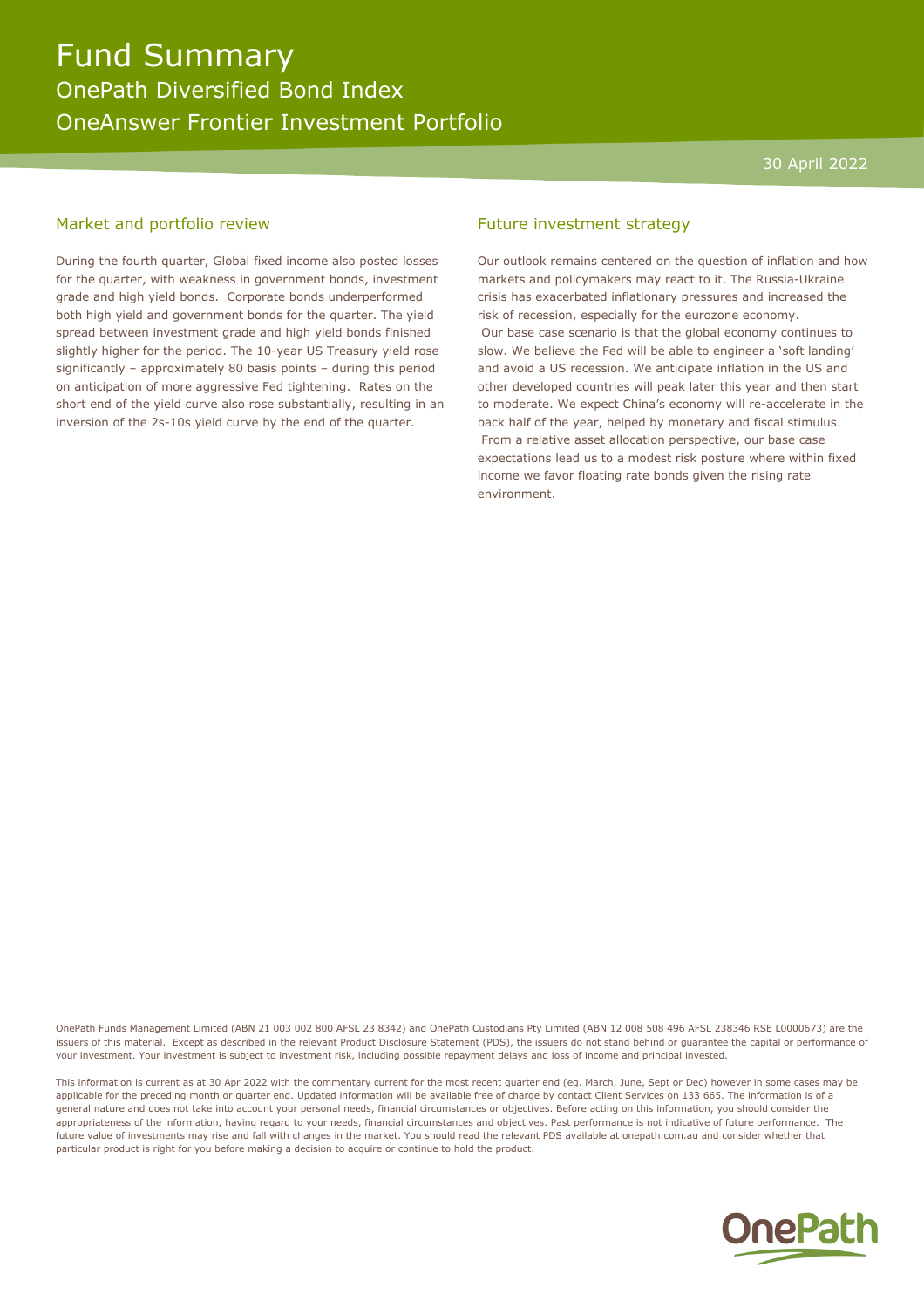# Fund Summary

## OnePath Diversified Bond Index

## OneAnswer Frontier Investment Portfolio

30 April 2022

### Market and portfolio review

During the fourth quarter, Global fixed income also posted losses for the quarter, with weakness in government bonds, investment grade and high yield bonds. Corporate bonds underperformed both high yield and government bonds for the quarter. The yield spread between investment grade and high yield bonds finished slightly higher for the period. The 10-year US Treasury yield rose significantly – approximately 80 basis points – during this period on anticipation of more aggressive Fed tightening. Rates on the short end of the yield curve also rose substantially, resulting in an inversion of the 2s-10s yield curve by the end of the quarter.

### Future investment strategy

Our outlook remains centered on the question of inflation and how markets and policymakers may react to it. The Russia-Ukraine crisis has exacerbated inflationary pressures and increased the risk of recession, especially for the eurozone economy.

Our base case scenario is that the global economy continues to slow. We believe the Fed will be able to engineer a 'soft landing' and avoid a US recession. We anticipate inflation in the US and other developed countries will peak later this year and then start to moderate. We expect China's economy will re-accelerate in the back half of the year, helped by monetary and fiscal stimulus.

From a relative asset allocation perspective, our base case expectations lead us to a modest risk posture where within fixed income we favor floating rate bonds given the rising rate environment.

OnePath Funds Management Limited (ABN 21 003 002 800 AFSL 23 8342) and OnePath Custodians Pty Limited (ABN 12 008 508 496 AFSL 238346 RSE L0000673) are the issuers of this material. Except as described in the relevant Product Disclosure Statement (PDS), the issuers do not stand behind or guarantee the capital or performance of your investment. Your investment is subject to investment risk, including possible repayment delays and loss of income and principal invested.

This information is current as at 30 Apr 2022 with the commentary current for the most recent quarter end (eg. March, June, Sept or Dec) however in some cases may be applicable for the preceding month or quarter end. Updated information will be available free of charge by contact Client Services on 133 665. The information is of a general nature and does not take into account your personal needs, financial circumstances or objectives. Before acting on this information, you should consider the appropriateness of the information, having regard to your needs, financial circumstances and objectives. Past performance is not indicative of future performance. The future value of investments may rise and fall with changes in the market. You should read the relevant PDS available at onepath.com.au and consider whether that particular product is right for you before making a decision to acquire or continue to hold the product.

OnePath